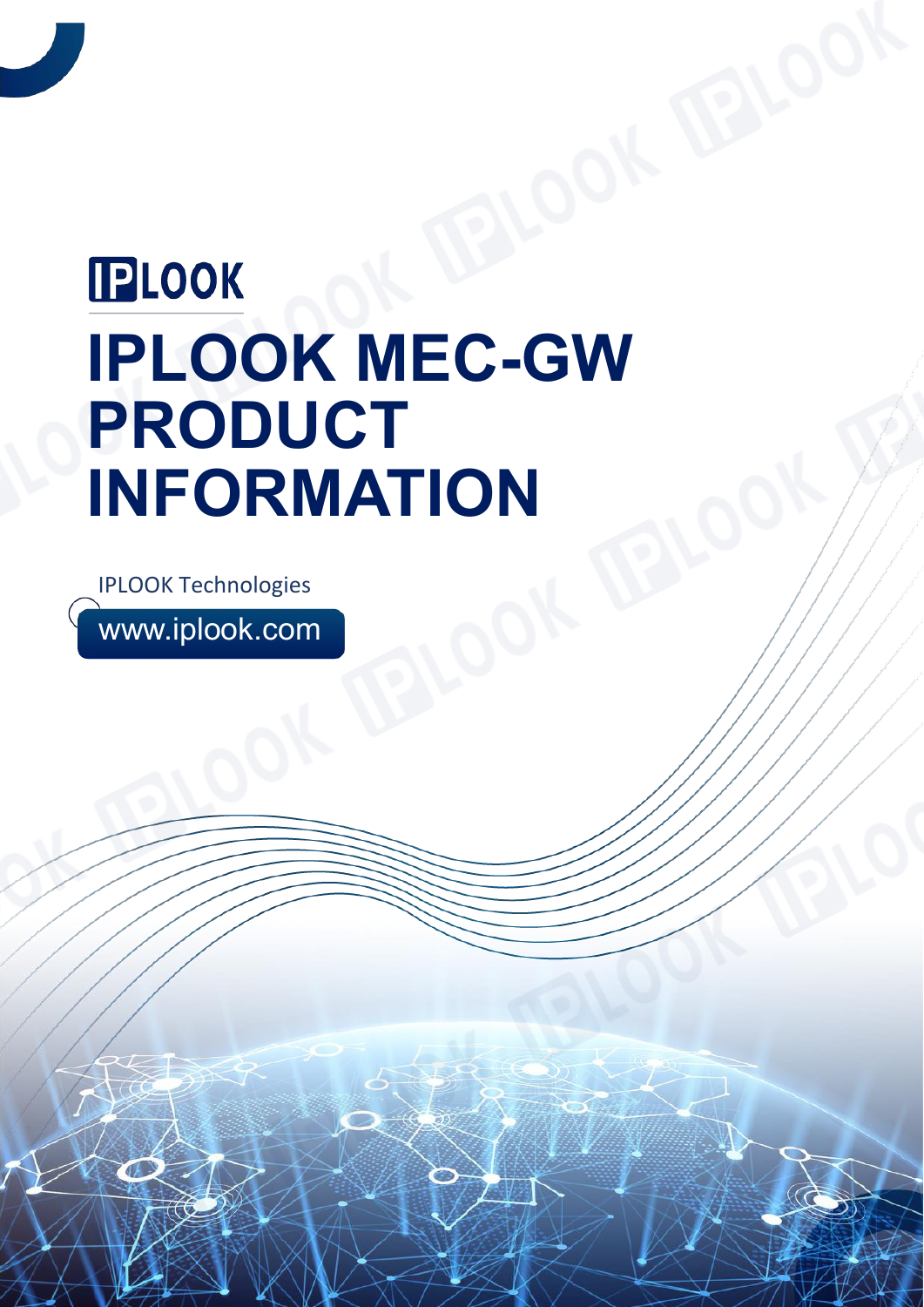IPLOOK

# IPLOOK MEC-GW PRODUCT INFORMATION

IPLOOK Technologies

www.iplook.com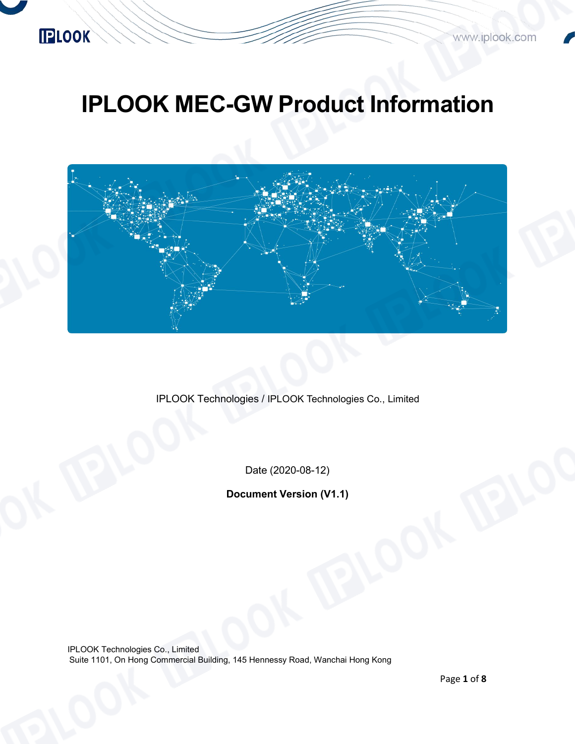# IPLOOK MEC-GW Product Information

IPLOOK Technologies / IPLOOK Technologies Co., Limited

Date (2020-08-12)

**Document Version (V1.1)**

IPLOOK Technologies Co., Limited
Suite 1101, On Hong Commercial Building, 145 Hennessy Road, Wanchai Hong Kong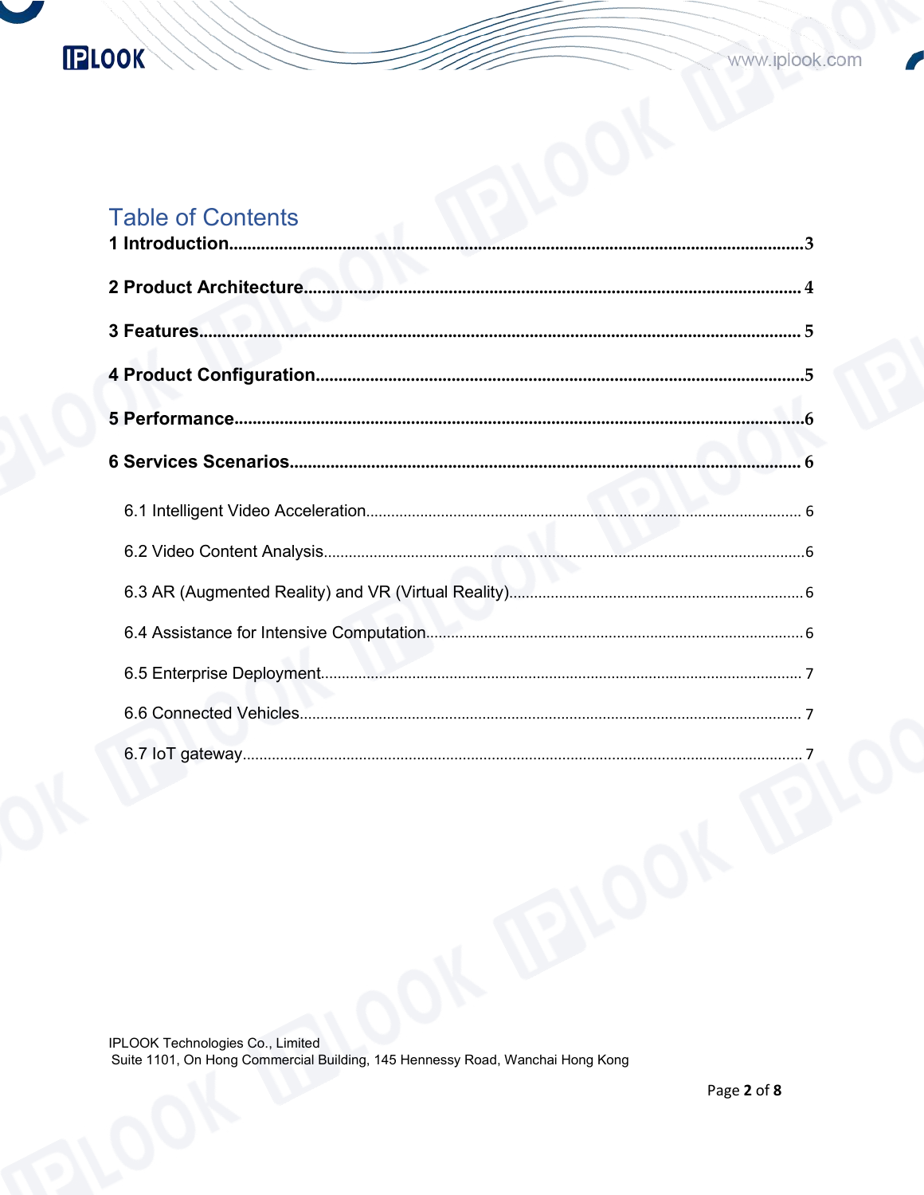# Table of Contents

**1 Introduction** ... 3

**2 Product Architecture** ... 4

**3 Features** ... 5

**4 Product Configuration** ... 5

**5 Performance** ... 6

**6 Services Scenarios** ... 6

- 6.1 Intelligent Video Acceleration ... 6
- 6.2 Video Content Analysis ... 6
- 6.3 AR (Augmented Reality) and VR (Virtual Reality) ... 6
- 6.4 Assistance for Intensive Computation ... 6
- 6.5 Enterprise Deployment ... 7
- 6.6 Connected Vehicles ... 7
- 6.7 IoT gateway ... 7

IPLOOK Technologies Co., Limited
Suite 1101, On Hong Commercial Building, 145 Hennessy Road, Wanchai Hong Kong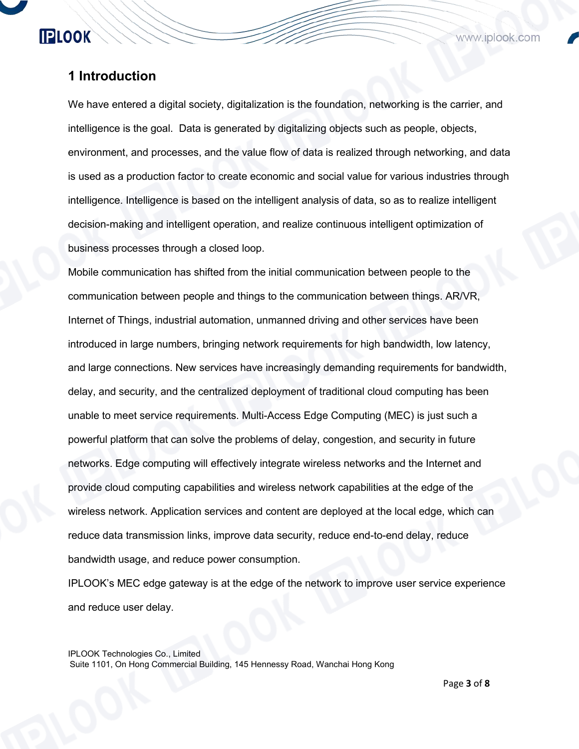# 1 Introduction

We have entered a digital society, digitalization is the foundation, networking is the carrier, and intelligence is the goal. Data is generated by digitalizing objects such as people, objects, environment, and processes, and the value flow of data is realized through networking, and data is used as a production factor to create economic and social value for various industries through intelligence. Intelligence is based on the intelligent analysis of data, so as to realize intelligent decision-making and intelligent operation, and realize continuous intelligent optimization of business processes through a closed loop.

Mobile communication has shifted from the initial communication between people to the communication between people and things to the communication between things. AR/VR, Internet of Things, industrial automation, unmanned driving and other services have been introduced in large numbers, bringing network requirements for high bandwidth, low latency, and large connections. New services have increasingly demanding requirements for bandwidth, delay, and security, and the centralized deployment of traditional cloud computing has been unable to meet service requirements. Multi-Access Edge Computing (MEC) is just such a powerful platform that can solve the problems of delay, congestion, and security in future networks. Edge computing will effectively integrate wireless networks and the Internet and provide cloud computing capabilities and wireless network capabilities at the edge of the wireless network. Application services and content are deployed at the local edge, which can reduce data transmission links, improve data security, reduce end-to-end delay, reduce bandwidth usage, and reduce power consumption.

IPLOOK's MEC edge gateway is at the edge of the network to improve user service experience and reduce user delay.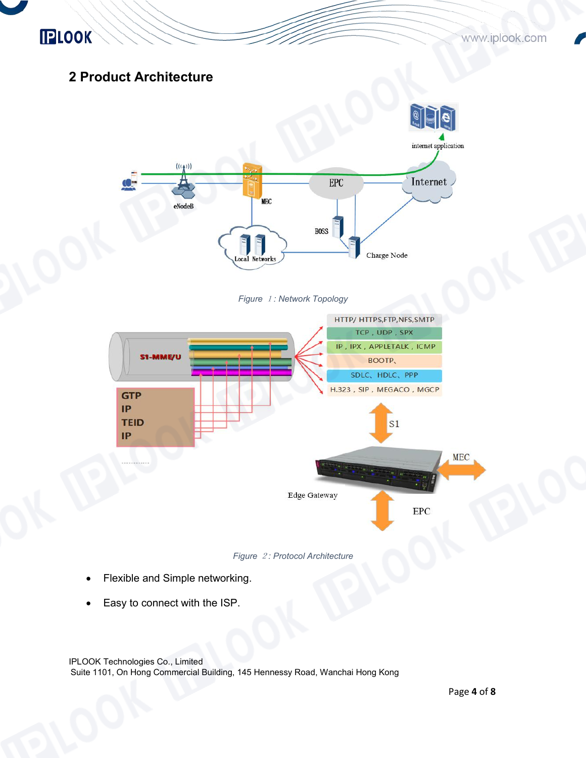## 2 Product Architecture

Figure 1: Network Topology

Figure 2: Protocol Architecture

- Flexible and Simple networking.
- Easy to connect with the ISP.

IPLOOK Technologies Co., Limited
Suite 1101, On Hong Commercial Building, 145 Hennessy Road, Wanchai Hong Kong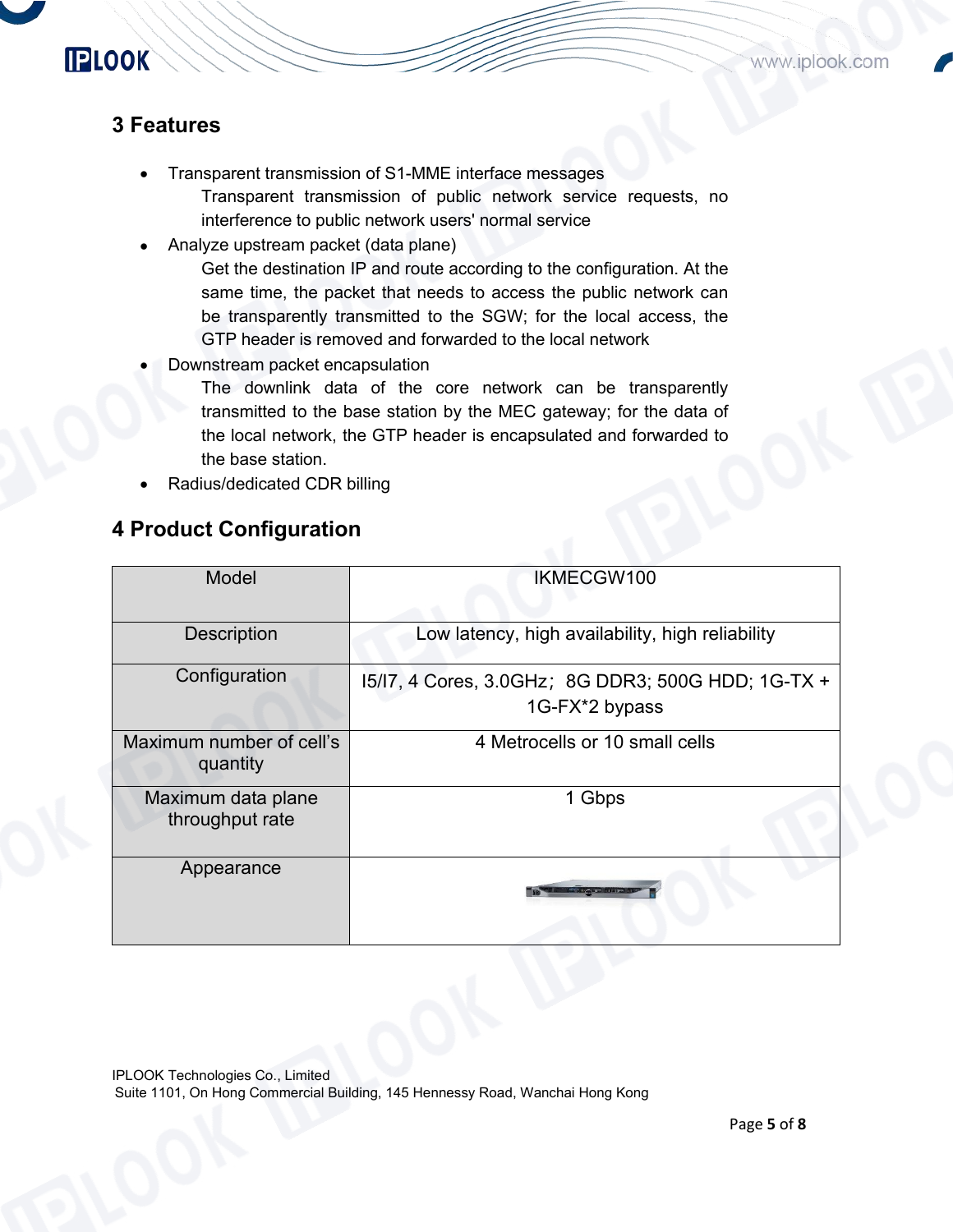## 3 Features

- Transparent transmission of S1-MME interface messages
  Transparent transmission of public network service requests, no interference to public network users' normal service
- Analyze upstream packet (data plane)
  Get the destination IP and route according to the configuration. At the same time, the packet that needs to access the public network can be transparently transmitted to the SGW; for the local access, the GTP header is removed and forwarded to the local network
- Downstream packet encapsulation
  The downlink data of the core network can be transparently transmitted to the base station by the MEC gateway; for the data of the local network, the GTP header is encapsulated and forwarded to the base station.
- Radius/dedicated CDR billing

## 4 Product Configuration

| Model | IKMECGW100 |
|---|---|
| Description | Low latency, high availability, high reliability |
| Configuration | I5/I7, 4 Cores, 3.0GHz；8G DDR3; 500G HDD; 1G-TX + 1G-FX*2 bypass |
| Maximum number of cell's quantity | 4 Metrocells or 10 small cells |
| Maximum data plane throughput rate | 1 Gbps |
| Appearance | |

IPLOOK Technologies Co., Limited
Suite 1101, On Hong Commercial Building, 145 Hennessy Road, Wanchai Hong Kong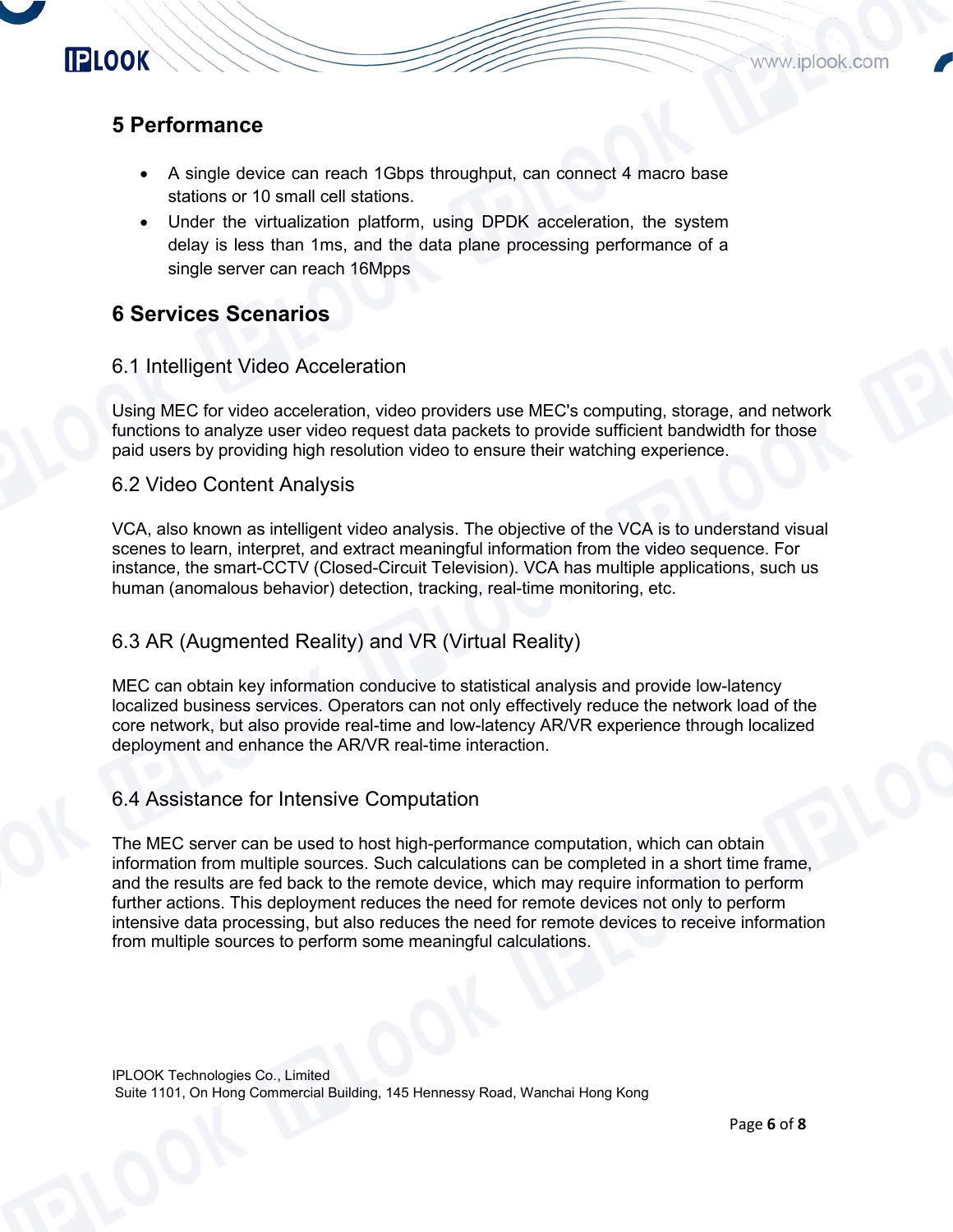## 5 Performance

- A single device can reach 1Gbps throughput, can connect 4 macro base stations or 10 small cell stations.
- Under the virtualization platform, using DPDK acceleration, the system delay is less than 1ms, and the data plane processing performance of a single server can reach 16Mpps

## 6 Services Scenarios

### 6.1 Intelligent Video Acceleration

Using MEC for video acceleration, video providers use MEC's computing, storage, and network functions to analyze user video request data packets to provide sufficient bandwidth for those paid users by providing high resolution video to ensure their watching experience.

### 6.2 Video Content Analysis

VCA, also known as intelligent video analysis. The objective of the VCA is to understand visual scenes to learn, interpret, and extract meaningful information from the video sequence. For instance, the smart-CCTV (Closed-Circuit Television). VCA has multiple applications, such us human (anomalous behavior) detection, tracking, real-time monitoring, etc.

### 6.3 AR (Augmented Reality) and VR (Virtual Reality)

MEC can obtain key information conducive to statistical analysis and provide low-latency localized business services. Operators can not only effectively reduce the network load of the core network, but also provide real-time and low-latency AR/VR experience through localized deployment and enhance the AR/VR real-time interaction.

### 6.4 Assistance for Intensive Computation

The MEC server can be used to host high-performance computation, which can obtain information from multiple sources. Such calculations can be completed in a short time frame, and the results are fed back to the remote device, which may require information to perform further actions. This deployment reduces the need for remote devices not only to perform intensive data processing, but also reduces the need for remote devices to receive information from multiple sources to perform some meaningful calculations.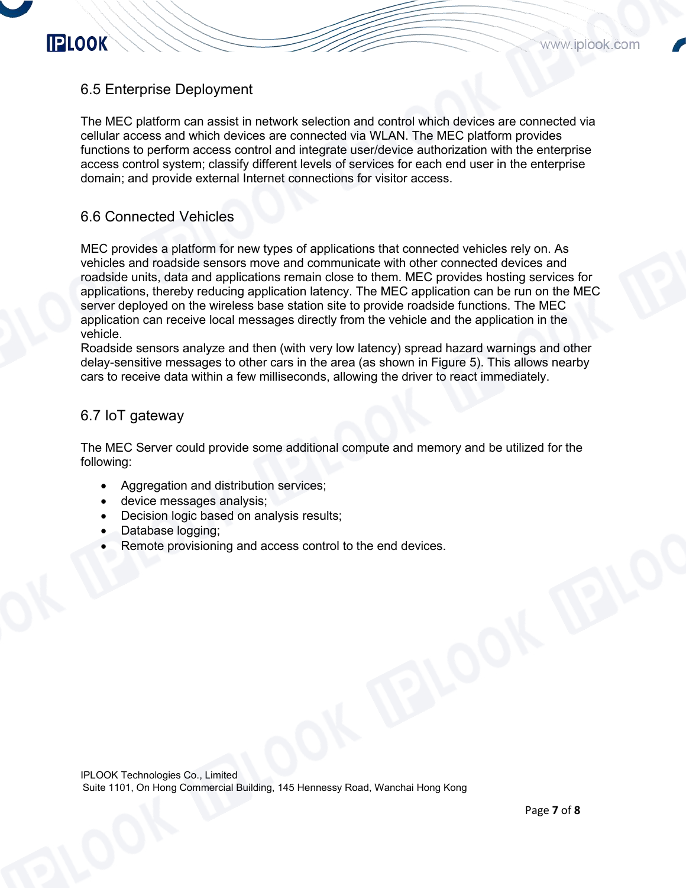## 6.5 Enterprise Deployment

The MEC platform can assist in network selection and control which devices are connected via cellular access and which devices are connected via WLAN. The MEC platform provides functions to perform access control and integrate user/device authorization with the enterprise access control system; classify different levels of services for each end user in the enterprise domain; and provide external Internet connections for visitor access.

## 6.6 Connected Vehicles

MEC provides a platform for new types of applications that connected vehicles rely on. As vehicles and roadside sensors move and communicate with other connected devices and roadside units, data and applications remain close to them. MEC provides hosting services for applications, thereby reducing application latency. The MEC application can be run on the MEC server deployed on the wireless base station site to provide roadside functions. The MEC application can receive local messages directly from the vehicle and the application in the vehicle.
Roadside sensors analyze and then (with very low latency) spread hazard warnings and other delay-sensitive messages to other cars in the area (as shown in Figure 5). This allows nearby cars to receive data within a few milliseconds, allowing the driver to react immediately.

## 6.7 IoT gateway

The MEC Server could provide some additional compute and memory and be utilized for the following:

- Aggregation and distribution services;
- device messages analysis;
- Decision logic based on analysis results;
- Database logging;
- Remote provisioning and access control to the end devices.

IPLOOK Technologies Co., Limited
Suite 1101, On Hong Commercial Building, 145 Hennessy Road, Wanchai Hong Kong